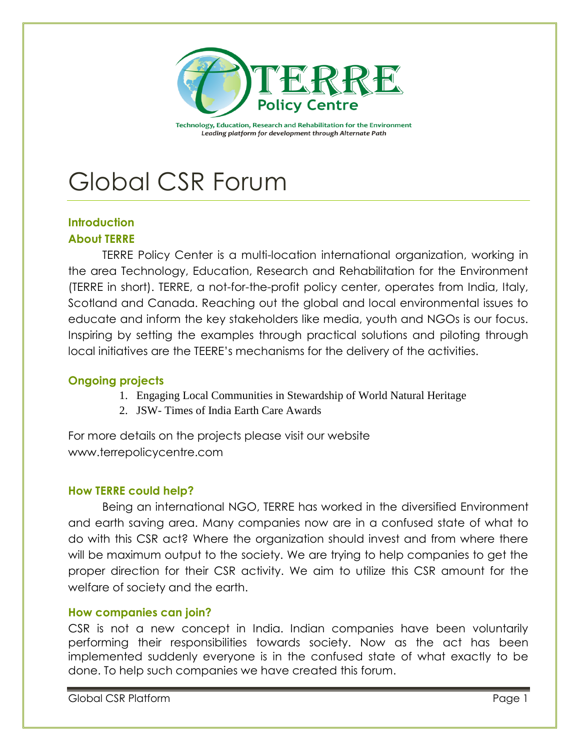TERRE Policy Centre

Technology, Education, Research and Rehabilitation for the Environment
*Leading platform for development through Alternate Path*

# Global CSR Forum

## Introduction

### About TERRE

TERRE Policy Center is a multi-location international organization, working in the area Technology, Education, Research and Rehabilitation for the Environment (TERRE in short). TERRE, a not-for-the-profit policy center, operates from India, Italy, Scotland and Canada. Reaching out the global and local environmental issues to educate and inform the key stakeholders like media, youth and NGOs is our focus. Inspiring by setting the examples through practical solutions and piloting through local initiatives are the TEERE's mechanisms for the delivery of the activities.

### Ongoing projects

1. Engaging Local Communities in Stewardship of World Natural Heritage
2. JSW- Times of India Earth Care Awards

For more details on the projects please visit our website www.terrepolicycentre.com

### How TERRE could help?

Being an international NGO, TERRE has worked in the diversified Environment and earth saving area. Many companies now are in a confused state of what to do with this CSR act? Where the organization should invest and from where there will be maximum output to the society. We are trying to help companies to get the proper direction for their CSR activity. We aim to utilize this CSR amount for the welfare of society and the earth.

### How companies can join?

CSR is not a new concept in India. Indian companies have been voluntarily performing their responsibilities towards society. Now as the act has been implemented suddenly everyone is in the confused state of what exactly to be done. To help such companies we have created this forum.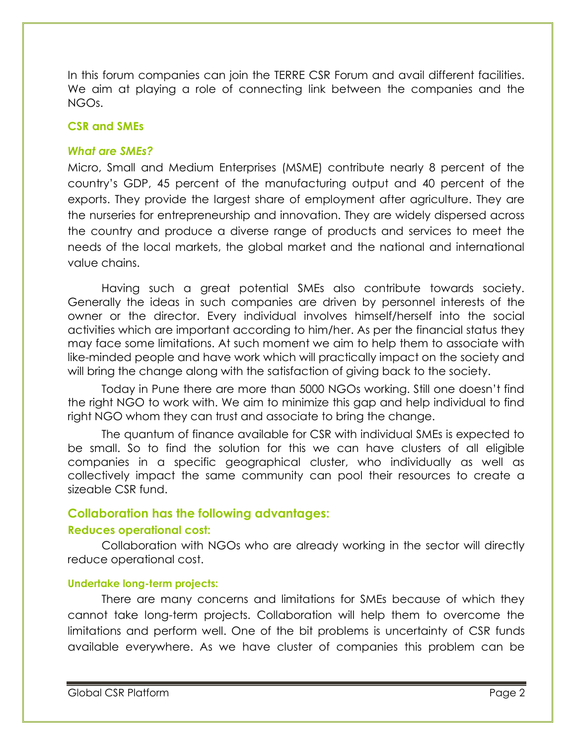In this forum companies can join the TERRE CSR Forum and avail different facilities. We aim at playing a role of connecting link between the companies and the NGOs.

### CSR and SMEs

#### *What are SMEs?*

Micro, Small and Medium Enterprises (MSME) contribute nearly 8 percent of the country's GDP, 45 percent of the manufacturing output and 40 percent of the exports. They provide the largest share of employment after agriculture. They are the nurseries for entrepreneurship and innovation. They are widely dispersed across the country and produce a diverse range of products and services to meet the needs of the local markets, the global market and the national and international value chains.

Having such a great potential SMEs also contribute towards society. Generally the ideas in such companies are driven by personnel interests of the owner or the director. Every individual involves himself/herself into the social activities which are important according to him/her. As per the financial status they may face some limitations. At such moment we aim to help them to associate with like-minded people and have work which will practically impact on the society and will bring the change along with the satisfaction of giving back to the society.

Today in Pune there are more than 5000 NGOs working. Still one doesn't find the right NGO to work with. We aim to minimize this gap and help individual to find right NGO whom they can trust and associate to bring the change.

The quantum of finance available for CSR with individual SMEs is expected to be small. So to find the solution for this we can have clusters of all eligible companies in a specific geographical cluster, who individually as well as collectively impact the same community can pool their resources to create a sizeable CSR fund.

## Collaboration has the following advantages:

### Reduces operational cost:

Collaboration with NGOs who are already working in the sector will directly reduce operational cost.

#### Undertake long-term projects:

There are many concerns and limitations for SMEs because of which they cannot take long-term projects. Collaboration will help them to overcome the limitations and perform well. One of the bit problems is uncertainty of CSR funds available everywhere. As we have cluster of companies this problem can be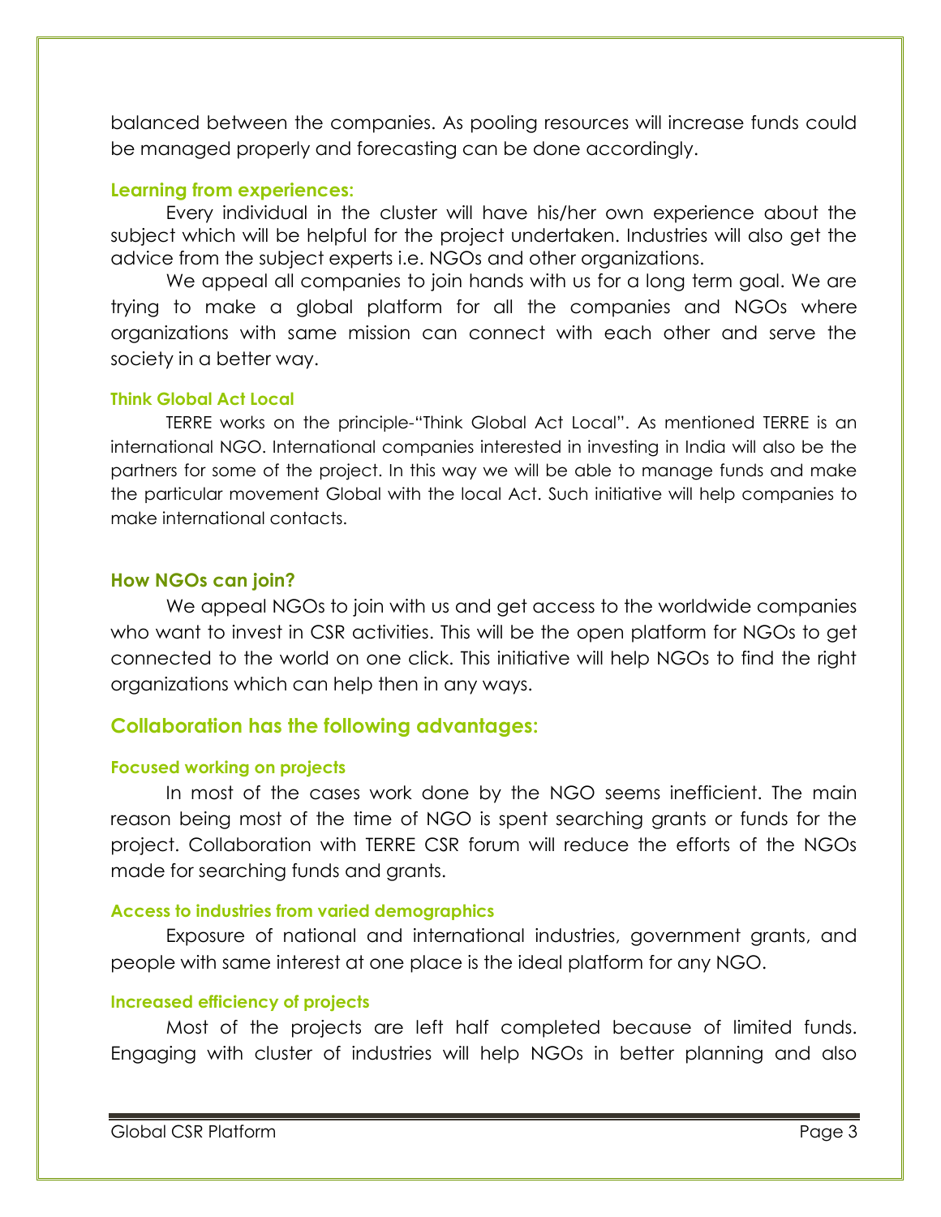balanced between the companies. As pooling resources will increase funds could be managed properly and forecasting can be done accordingly.

### Learning from experiences:

Every individual in the cluster will have his/her own experience about the subject which will be helpful for the project undertaken. Industries will also get the advice from the subject experts i.e. NGOs and other organizations.

We appeal all companies to join hands with us for a long term goal. We are trying to make a global platform for all the companies and NGOs where organizations with same mission can connect with each other and serve the society in a better way.

#### Think Global Act Local

TERRE works on the principle-"Think Global Act Local". As mentioned TERRE is an international NGO. International companies interested in investing in India will also be the partners for some of the project. In this way we will be able to manage funds and make the particular movement Global with the local Act. Such initiative will help companies to make international contacts.

### How NGOs can join?

We appeal NGOs to join with us and get access to the worldwide companies who want to invest in CSR activities. This will be the open platform for NGOs to get connected to the world on one click. This initiative will help NGOs to find the right organizations which can help then in any ways.

## Collaboration has the following advantages:

#### Focused working on projects

In most of the cases work done by the NGO seems inefficient. The main reason being most of the time of NGO is spent searching grants or funds for the project. Collaboration with TERRE CSR forum will reduce the efforts of the NGOs made for searching funds and grants.

#### Access to industries from varied demographics

Exposure of national and international industries, government grants, and people with same interest at one place is the ideal platform for any NGO.

#### Increased efficiency of projects

Most of the projects are left half completed because of limited funds. Engaging with cluster of industries will help NGOs in better planning and also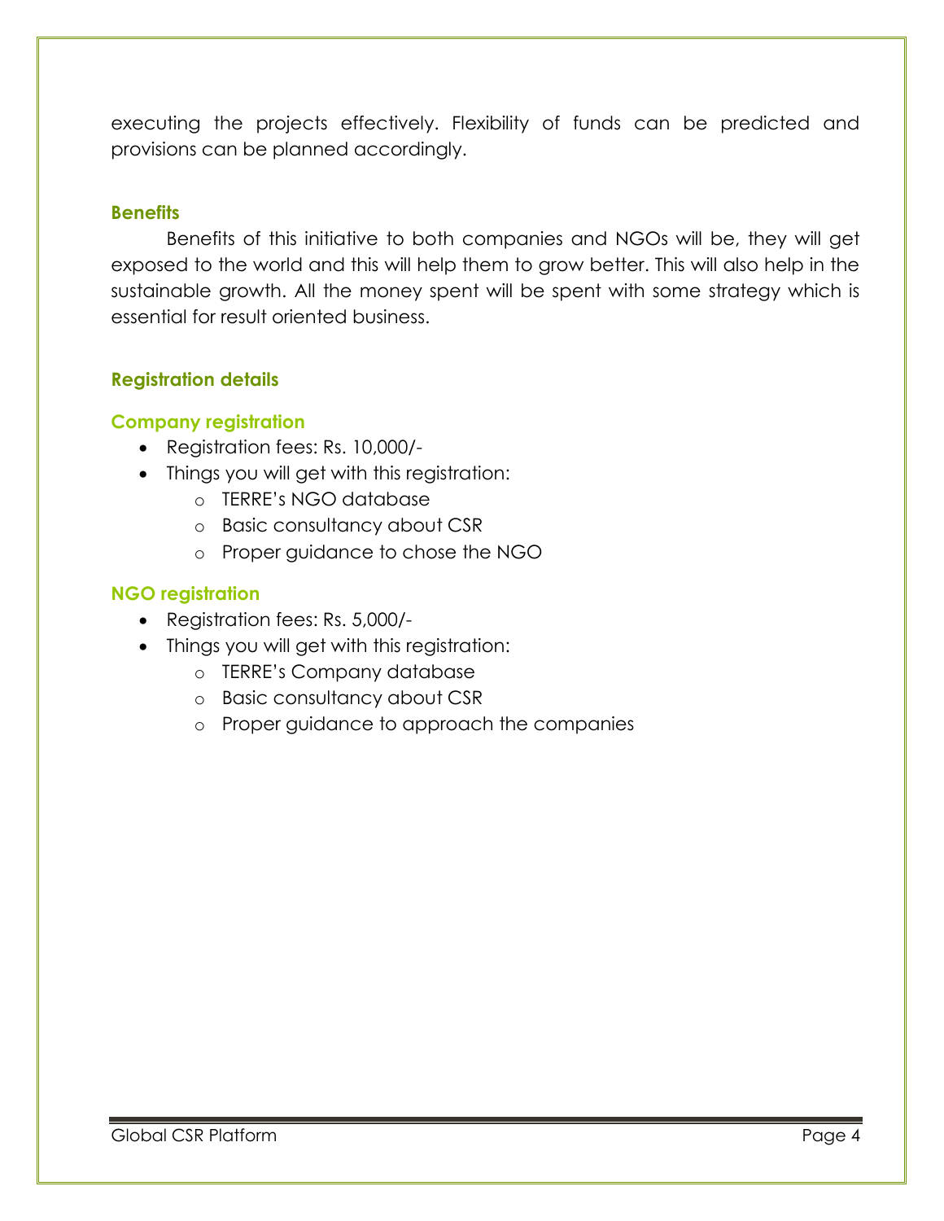executing the projects effectively. Flexibility of funds can be predicted and provisions can be planned accordingly.

### Benefits

Benefits of this initiative to both companies and NGOs will be, they will get exposed to the world and this will help them to grow better. This will also help in the sustainable growth. All the money spent will be spent with some strategy which is essential for result oriented business.

### Registration details

#### Company registration

- Registration fees: Rs. 10,000/-
- Things you will get with this registration:
  - TERRE's NGO database
  - Basic consultancy about CSR
  - Proper guidance to chose the NGO

#### NGO registration

- Registration fees: Rs. 5,000/-
- Things you will get with this registration:
  - TERRE's Company database
  - Basic consultancy about CSR
  - Proper guidance to approach the companies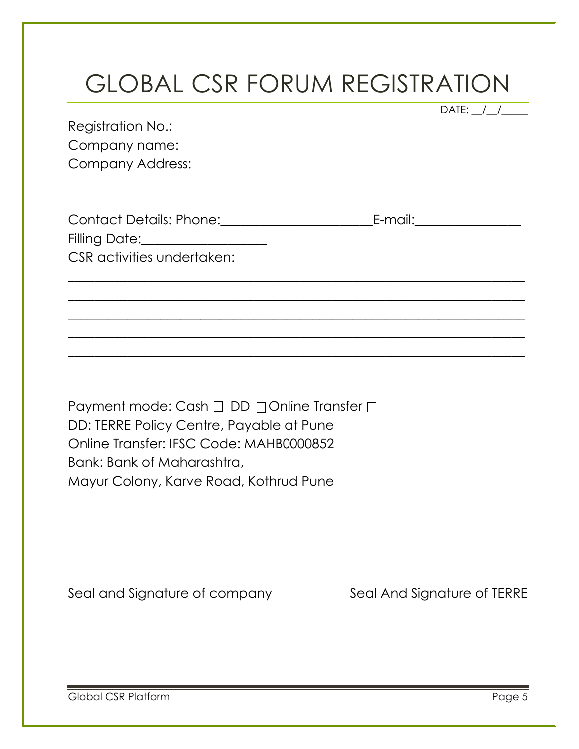# GLOBAL CSR FORUM REGISTRATION

DATE: __/__/_____

Registration No.:

Company name:

Company Address:

Contact Details: Phone:______________________E-mail:_______________

Filling Date:__________________

CSR activities undertaken:

____________________________________________________________________

____________________________________________________________________

____________________________________________________________________

____________________________________________________________________

____________________________________________________________________

__________________________________________________

Payment mode: Cash ☐ DD ☐ Online Transfer ☐

DD: TERRE Policy Centre, Payable at Pune

Online Transfer: IFSC Code: MAHB0000852

Bank: Bank of Maharashtra,

Mayur Colony, Karve Road, Kothrud Pune

Seal and Signature of company

Seal And Signature of TERRE